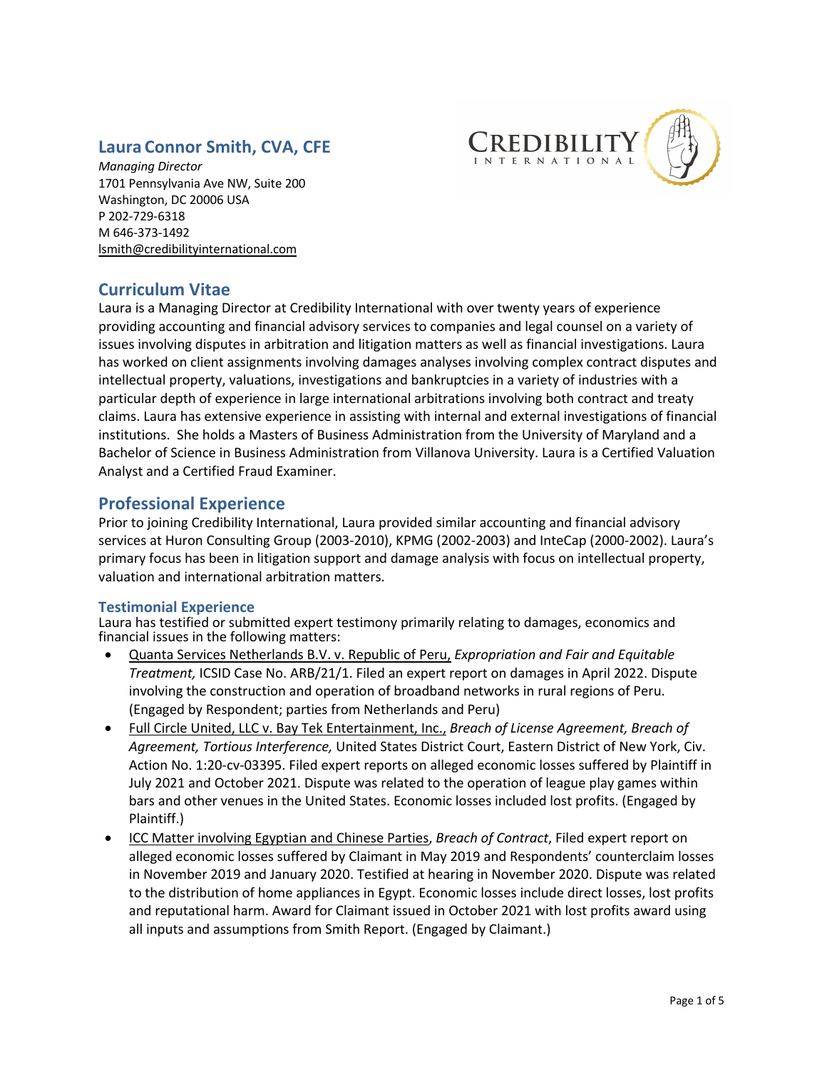## Laura Connor Smith, CVA, CFE

*Managing Director*
1701 Pennsylvania Ave NW, Suite 200
Washington, DC 20006 USA
P 202-729-6318
M 646-373-1492
lsmith@credibilityinternational.com

CREDIBILITY INTERNATIONAL

## Curriculum Vitae

Laura is a Managing Director at Credibility International with over twenty years of experience providing accounting and financial advisory services to companies and legal counsel on a variety of issues involving disputes in arbitration and litigation matters as well as financial investigations. Laura has worked on client assignments involving damages analyses involving complex contract disputes and intellectual property, valuations, investigations and bankruptcies in a variety of industries with a particular depth of experience in large international arbitrations involving both contract and treaty claims. Laura has extensive experience in assisting with internal and external investigations of financial institutions. She holds a Masters of Business Administration from the University of Maryland and a Bachelor of Science in Business Administration from Villanova University. Laura is a Certified Valuation Analyst and a Certified Fraud Examiner.

## Professional Experience

Prior to joining Credibility International, Laura provided similar accounting and financial advisory services at Huron Consulting Group (2003-2010), KPMG (2002-2003) and InteCap (2000-2002). Laura's primary focus has been in litigation support and damage analysis with focus on intellectual property, valuation and international arbitration matters.

### Testimonial Experience

Laura has testified or submitted expert testimony primarily relating to damages, economics and financial issues in the following matters:

- Quanta Services Netherlands B.V. v. Republic of Peru, *Expropriation and Fair and Equitable Treatment,* ICSID Case No. ARB/21/1. Filed an expert report on damages in April 2022. Dispute involving the construction and operation of broadband networks in rural regions of Peru. (Engaged by Respondent; parties from Netherlands and Peru)
- Full Circle United, LLC v. Bay Tek Entertainment, Inc., *Breach of License Agreement, Breach of Agreement, Tortious Interference,* United States District Court, Eastern District of New York, Civ. Action No. 1:20-cv-03395. Filed expert reports on alleged economic losses suffered by Plaintiff in July 2021 and October 2021. Dispute was related to the operation of league play games within bars and other venues in the United States. Economic losses included lost profits. (Engaged by Plaintiff.)
- ICC Matter involving Egyptian and Chinese Parties, *Breach of Contract*, Filed expert report on alleged economic losses suffered by Claimant in May 2019 and Respondents' counterclaim losses in November 2019 and January 2020. Testified at hearing in November 2020. Dispute was related to the distribution of home appliances in Egypt. Economic losses include direct losses, lost profits and reputational harm. Award for Claimant issued in October 2021 with lost profits award using all inputs and assumptions from Smith Report. (Engaged by Claimant.)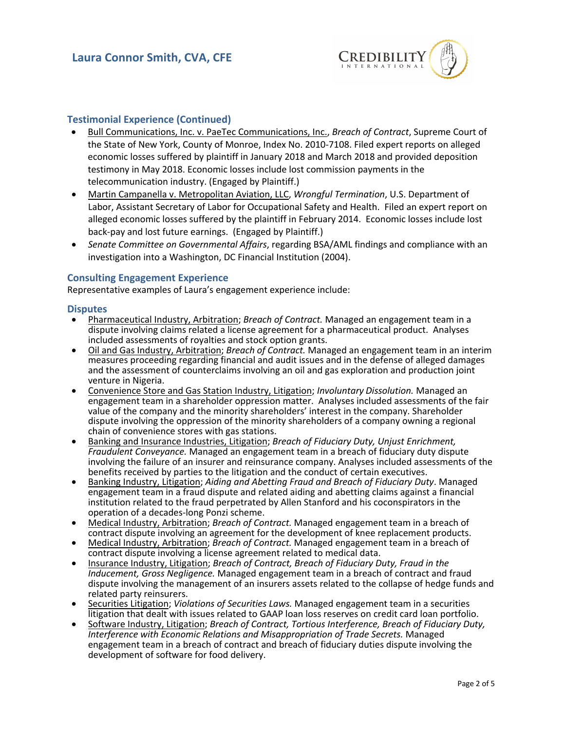## Testimonial Experience (Continued)

- Bull Communications, Inc. v. PaeTec Communications, Inc., *Breach of Contract*, Supreme Court of the State of New York, County of Monroe, Index No. 2010-7108. Filed expert reports on alleged economic losses suffered by plaintiff in January 2018 and March 2018 and provided deposition testimony in May 2018. Economic losses include lost commission payments in the telecommunication industry. (Engaged by Plaintiff.)
- Martin Campanella v. Metropolitan Aviation, LLC, *Wrongful Termination*, U.S. Department of Labor, Assistant Secretary of Labor for Occupational Safety and Health. Filed an expert report on alleged economic losses suffered by the plaintiff in February 2014. Economic losses include lost back-pay and lost future earnings. (Engaged by Plaintiff.)
- *Senate Committee on Governmental Affairs*, regarding BSA/AML findings and compliance with an investigation into a Washington, DC Financial Institution (2004).

## Consulting Engagement Experience

Representative examples of Laura's engagement experience include:

### Disputes

- Pharmaceutical Industry, Arbitration; *Breach of Contract.* Managed an engagement team in a dispute involving claims related a license agreement for a pharmaceutical product. Analyses included assessments of royalties and stock option grants.
- Oil and Gas Industry, Arbitration; *Breach of Contract.* Managed an engagement team in an interim measures proceeding regarding financial and audit issues and in the defense of alleged damages and the assessment of counterclaims involving an oil and gas exploration and production joint venture in Nigeria.
- Convenience Store and Gas Station Industry, Litigation; *Involuntary Dissolution.* Managed an engagement team in a shareholder oppression matter. Analyses included assessments of the fair value of the company and the minority shareholders' interest in the company. Shareholder dispute involving the oppression of the minority shareholders of a company owning a regional chain of convenience stores with gas stations.
- Banking and Insurance Industries, Litigation; *Breach of Fiduciary Duty, Unjust Enrichment, Fraudulent Conveyance.* Managed an engagement team in a breach of fiduciary duty dispute involving the failure of an insurer and reinsurance company. Analyses included assessments of the benefits received by parties to the litigation and the conduct of certain executives.
- Banking Industry, Litigation; *Aiding and Abetting Fraud and Breach of Fiduciary Duty*. Managed engagement team in a fraud dispute and related aiding and abetting claims against a financial institution related to the fraud perpetrated by Allen Stanford and his coconspirators in the operation of a decades-long Ponzi scheme.
- Medical Industry, Arbitration; *Breach of Contract.* Managed engagement team in a breach of contract dispute involving an agreement for the development of knee replacement products.
- Medical Industry, Arbitration; *Breach of Contract.* Managed engagement team in a breach of contract dispute involving a license agreement related to medical data.
- Insurance Industry, Litigation; *Breach of Contract, Breach of Fiduciary Duty, Fraud in the Inducement, Gross Negligence.* Managed engagement team in a breach of contract and fraud dispute involving the management of an insurers assets related to the collapse of hedge funds and related party reinsurers.
- Securities Litigation; *Violations of Securities Laws.* Managed engagement team in a securities litigation that dealt with issues related to GAAP loan loss reserves on credit card loan portfolio.
- Software Industry, Litigation; *Breach of Contract, Tortious Interference, Breach of Fiduciary Duty, Interference with Economic Relations and Misappropriation of Trade Secrets.* Managed engagement team in a breach of contract and breach of fiduciary duties dispute involving the development of software for food delivery.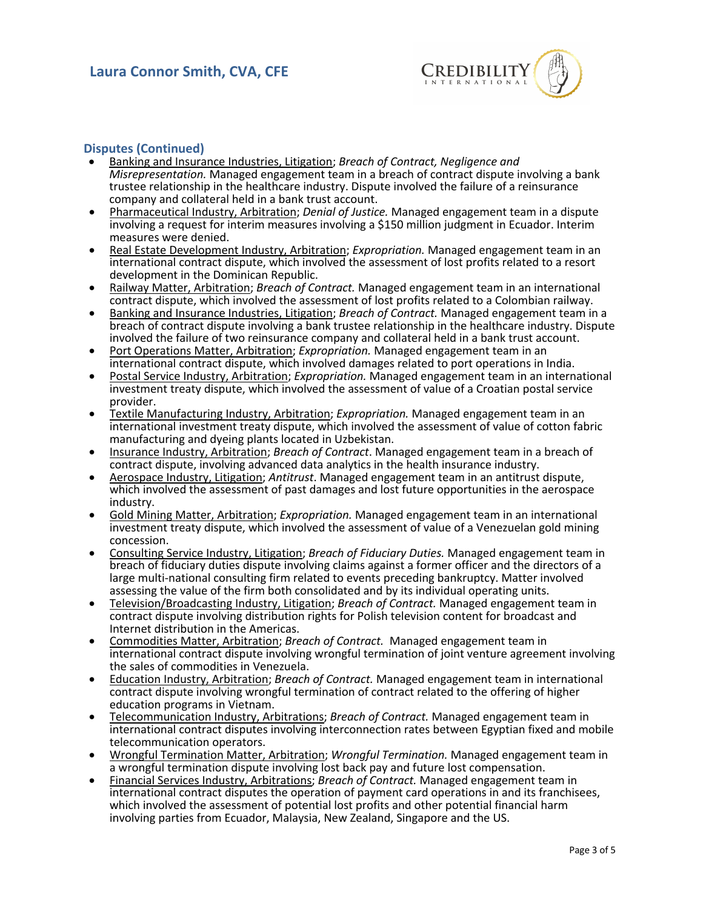## Disputes (Continued)

- Banking and Insurance Industries, Litigation; *Breach of Contract, Negligence and Misrepresentation.* Managed engagement team in a breach of contract dispute involving a bank trustee relationship in the healthcare industry. Dispute involved the failure of a reinsurance company and collateral held in a bank trust account.
- Pharmaceutical Industry, Arbitration; *Denial of Justice.* Managed engagement team in a dispute involving a request for interim measures involving a $150 million judgment in Ecuador. Interim measures were denied.
- Real Estate Development Industry, Arbitration; *Expropriation.* Managed engagement team in an international contract dispute, which involved the assessment of lost profits related to a resort development in the Dominican Republic.
- Railway Matter, Arbitration; *Breach of Contract.* Managed engagement team in an international contract dispute, which involved the assessment of lost profits related to a Colombian railway.
- Banking and Insurance Industries, Litigation; *Breach of Contract.* Managed engagement team in a breach of contract dispute involving a bank trustee relationship in the healthcare industry. Dispute involved the failure of two reinsurance company and collateral held in a bank trust account.
- Port Operations Matter, Arbitration; *Expropriation.* Managed engagement team in an international contract dispute, which involved damages related to port operations in India.
- Postal Service Industry, Arbitration; *Expropriation.* Managed engagement team in an international investment treaty dispute, which involved the assessment of value of a Croatian postal service provider.
- Textile Manufacturing Industry, Arbitration; *Expropriation.* Managed engagement team in an international investment treaty dispute, which involved the assessment of value of cotton fabric manufacturing and dyeing plants located in Uzbekistan.
- Insurance Industry, Arbitration; *Breach of Contract*. Managed engagement team in a breach of contract dispute, involving advanced data analytics in the health insurance industry.
- Aerospace Industry, Litigation; *Antitrust*. Managed engagement team in an antitrust dispute, which involved the assessment of past damages and lost future opportunities in the aerospace industry.
- Gold Mining Matter, Arbitration; *Expropriation.* Managed engagement team in an international investment treaty dispute, which involved the assessment of value of a Venezuelan gold mining concession.
- Consulting Service Industry, Litigation; *Breach of Fiduciary Duties.* Managed engagement team in breach of fiduciary duties dispute involving claims against a former officer and the directors of a large multi-national consulting firm related to events preceding bankruptcy. Matter involved assessing the value of the firm both consolidated and by its individual operating units.
- Television/Broadcasting Industry, Litigation; *Breach of Contract.* Managed engagement team in contract dispute involving distribution rights for Polish television content for broadcast and Internet distribution in the Americas.
- Commodities Matter, Arbitration; *Breach of Contract.* Managed engagement team in international contract dispute involving wrongful termination of joint venture agreement involving the sales of commodities in Venezuela.
- Education Industry, Arbitration; *Breach of Contract.* Managed engagement team in international contract dispute involving wrongful termination of contract related to the offering of higher education programs in Vietnam.
- Telecommunication Industry, Arbitrations; *Breach of Contract.* Managed engagement team in international contract disputes involving interconnection rates between Egyptian fixed and mobile telecommunication operators.
- Wrongful Termination Matter, Arbitration; *Wrongful Termination.* Managed engagement team in a wrongful termination dispute involving lost back pay and future lost compensation.
- Financial Services Industry, Arbitrations; *Breach of Contract.* Managed engagement team in international contract disputes the operation of payment card operations in and its franchisees, which involved the assessment of potential lost profits and other potential financial harm involving parties from Ecuador, Malaysia, New Zealand, Singapore and the US.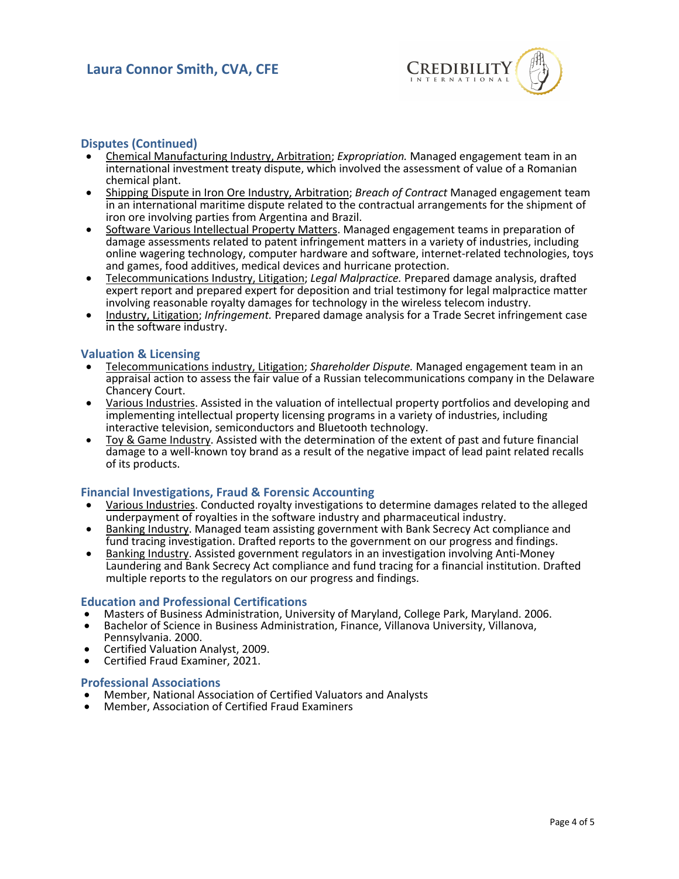## Disputes (Continued)

- Chemical Manufacturing Industry, Arbitration; *Expropriation.* Managed engagement team in an international investment treaty dispute, which involved the assessment of value of a Romanian chemical plant.
- Shipping Dispute in Iron Ore Industry, Arbitration; *Breach of Contract* Managed engagement team in an international maritime dispute related to the contractual arrangements for the shipment of iron ore involving parties from Argentina and Brazil.
- Software Various Intellectual Property Matters. Managed engagement teams in preparation of damage assessments related to patent infringement matters in a variety of industries, including online wagering technology, computer hardware and software, internet-related technologies, toys and games, food additives, medical devices and hurricane protection.
- Telecommunications Industry, Litigation; *Legal Malpractice.* Prepared damage analysis, drafted expert report and prepared expert for deposition and trial testimony for legal malpractice matter involving reasonable royalty damages for technology in the wireless telecom industry.
- Industry, Litigation; *Infringement.* Prepared damage analysis for a Trade Secret infringement case in the software industry.

## Valuation & Licensing

- Telecommunications industry, Litigation; *Shareholder Dispute.* Managed engagement team in an appraisal action to assess the fair value of a Russian telecommunications company in the Delaware Chancery Court.
- Various Industries. Assisted in the valuation of intellectual property portfolios and developing and implementing intellectual property licensing programs in a variety of industries, including interactive television, semiconductors and Bluetooth technology.
- Toy & Game Industry. Assisted with the determination of the extent of past and future financial damage to a well-known toy brand as a result of the negative impact of lead paint related recalls of its products.

## Financial Investigations, Fraud & Forensic Accounting

- Various Industries. Conducted royalty investigations to determine damages related to the alleged underpayment of royalties in the software industry and pharmaceutical industry.
- Banking Industry. Managed team assisting government with Bank Secrecy Act compliance and fund tracing investigation. Drafted reports to the government on our progress and findings.
- Banking Industry. Assisted government regulators in an investigation involving Anti-Money Laundering and Bank Secrecy Act compliance and fund tracing for a financial institution. Drafted multiple reports to the regulators on our progress and findings.

## Education and Professional Certifications

- Masters of Business Administration, University of Maryland, College Park, Maryland. 2006.
- Bachelor of Science in Business Administration, Finance, Villanova University, Villanova, Pennsylvania. 2000.
- Certified Valuation Analyst, 2009.
- Certified Fraud Examiner, 2021.

## Professional Associations

- Member, National Association of Certified Valuators and Analysts
- Member, Association of Certified Fraud Examiners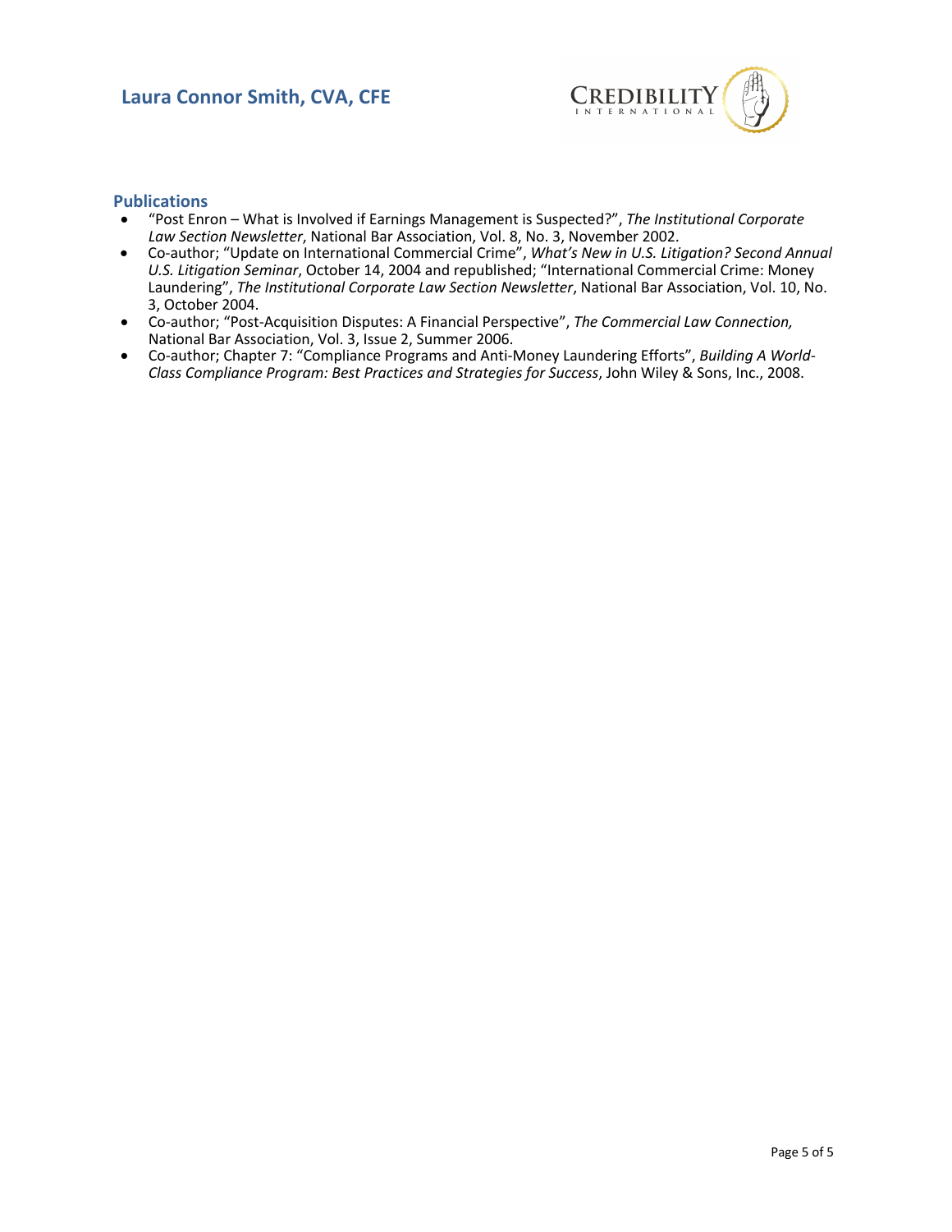## Publications

- "Post Enron – What is Involved if Earnings Management is Suspected?", *The Institutional Corporate Law Section Newsletter*, National Bar Association, Vol. 8, No. 3, November 2002.
- Co-author; "Update on International Commercial Crime", *What's New in U.S. Litigation? Second Annual U.S. Litigation Seminar*, October 14, 2004 and republished; "International Commercial Crime: Money Laundering", *The Institutional Corporate Law Section Newsletter*, National Bar Association, Vol. 10, No. 3, October 2004.
- Co-author; "Post-Acquisition Disputes: A Financial Perspective", *The Commercial Law Connection,* National Bar Association, Vol. 3, Issue 2, Summer 2006.
- Co-author; Chapter 7: "Compliance Programs and Anti-Money Laundering Efforts", *Building A World-Class Compliance Program: Best Practices and Strategies for Success*, John Wiley & Sons, Inc., 2008.